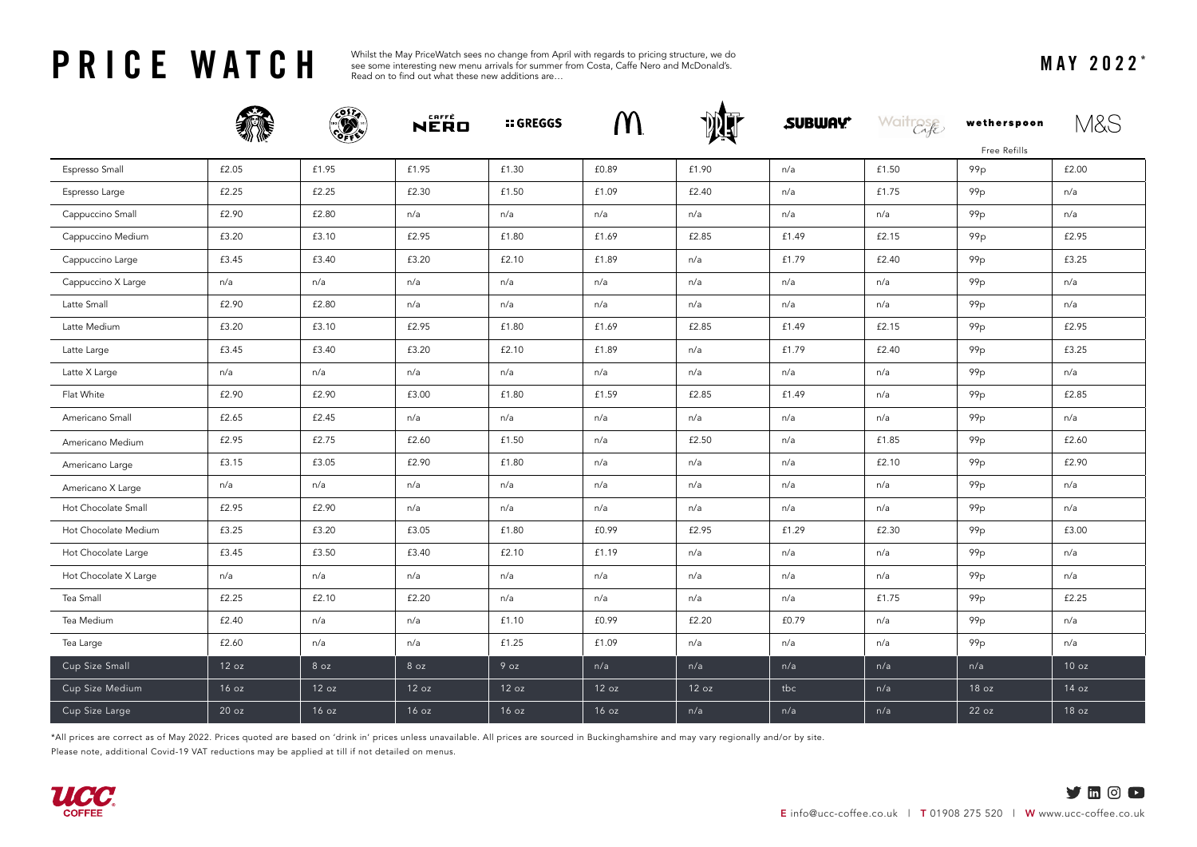# PRICE WATCH

Whilst the May PriceWatch sees no change from April with regards to pricing structure, we do see some interesting new menu arrivals for summer from Costa, Caffe Nero and McDonald's. Read on to find out what these new additions are…

## MAY 2022*

| | Starbucks | Costa | Caffè Nero | Greggs | McDonald's | Pret | Subway | Waitrose Café | wetherspoon (Free Refills) | M&S |
|---|---|---|---|---|---|---|---|---|---|---|
| Espresso Small | £2.05 | £1.95 | £1.95 | £1.30 | £0.89 | £1.90 | n/a | £1.50 | 99p | £2.00 |
| Espresso Large | £2.25 | £2.25 | £2.30 | £1.50 | £1.09 | £2.40 | n/a | £1.75 | 99p | n/a |
| Cappuccino Small | £2.90 | £2.80 | n/a | n/a | n/a | n/a | n/a | n/a | 99p | n/a |
| Cappuccino Medium | £3.20 | £3.10 | £2.95 | £1.80 | £1.69 | £2.85 | £1.49 | £2.15 | 99p | £2.95 |
| Cappuccino Large | £3.45 | £3.40 | £3.20 | £2.10 | £1.89 | n/a | £1.79 | £2.40 | 99p | £3.25 |
| Cappuccino X Large | n/a | n/a | n/a | n/a | n/a | n/a | n/a | n/a | 99p | n/a |
| Latte Small | £2.90 | £2.80 | n/a | n/a | n/a | n/a | n/a | n/a | 99p | n/a |
| Latte Medium | £3.20 | £3.10 | £2.95 | £1.80 | £1.69 | £2.85 | £1.49 | £2.15 | 99p | £2.95 |
| Latte Large | £3.45 | £3.40 | £3.20 | £2.10 | £1.89 | n/a | £1.79 | £2.40 | 99p | £3.25 |
| Latte X Large | n/a | n/a | n/a | n/a | n/a | n/a | n/a | n/a | 99p | n/a |
| Flat White | £2.90 | £2.90 | £3.00 | £1.80 | £1.59 | £2.85 | £1.49 | n/a | 99p | £2.85 |
| Americano Small | £2.65 | £2.45 | n/a | n/a | n/a | n/a | n/a | n/a | 99p | n/a |
| Americano Medium | £2.95 | £2.75 | £2.60 | £1.50 | n/a | £2.50 | n/a | £1.85 | 99p | £2.60 |
| Americano Large | £3.15 | £3.05 | £2.90 | £1.80 | n/a | n/a | n/a | £2.10 | 99p | £2.90 |
| Americano X Large | n/a | n/a | n/a | n/a | n/a | n/a | n/a | n/a | 99p | n/a |
| Hot Chocolate Small | £2.95 | £2.90 | n/a | n/a | n/a | n/a | n/a | n/a | 99p | n/a |
| Hot Chocolate Medium | £3.25 | £3.20 | £3.05 | £1.80 | £0.99 | £2.95 | £1.29 | £2.30 | 99p | £3.00 |
| Hot Chocolate Large | £3.45 | £3.50 | £3.40 | £2.10 | £1.19 | n/a | n/a | n/a | 99p | n/a |
| Hot Chocolate X Large | n/a | n/a | n/a | n/a | n/a | n/a | n/a | n/a | 99p | n/a |
| Tea Small | £2.25 | £2.10 | £2.20 | n/a | n/a | n/a | n/a | £1.75 | 99p | £2.25 |
| Tea Medium | £2.40 | n/a | n/a | £1.10 | £0.99 | £2.20 | £0.79 | n/a | 99p | n/a |
| Tea Large | £2.60 | n/a | n/a | £1.25 | £1.09 | n/a | n/a | n/a | 99p | n/a |
| Cup Size Small | 12 oz | 8 oz | 8 oz | 9 oz | n/a | n/a | n/a | n/a | n/a | 10 oz |
| Cup Size Medium | 16 oz | 12 oz | 12 oz | 12 oz | 12 oz | 12 oz | tbc | n/a | 18 oz | 14 oz |
| Cup Size Large | 20 oz | 16 oz | 16 oz | 16 oz | 16 oz | n/a | n/a | n/a | 22 oz | 18 oz |

*All prices are correct as of May 2022. Prices quoted are based on 'drink in' prices unless unavailable. All prices are sourced in Buckinghamshire and may vary regionally and/or by site.

Please note, additional Covid-19 VAT reductions may be applied at till if not detailed on menus.

UCC COFFEE

**E** info@ucc-coffee.co.uk | **T** 01908 275 520 | **W** www.ucc-coffee.co.uk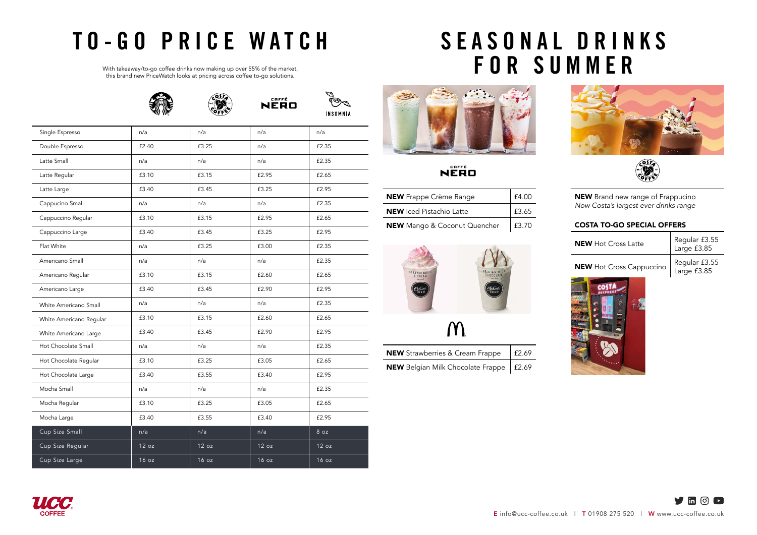# TO-GO PRICE WATCH

With takeaway/to-go coffee drinks now making up over 55% of the market, this brand new PriceWatch looks at pricing across coffee to-go solutions.

| | Starbucks | Costa | Caffè Nero | Insomnia |
|---|---|---|---|---|
| Single Espresso | n/a | n/a | n/a | n/a |
| Double Espresso | £2.40 | £3.25 | n/a | £2.35 |
| Latte Small | n/a | n/a | n/a | £2.35 |
| Latte Regular | £3.10 | £3.15 | £2.95 | £2.65 |
| Latte Large | £3.40 | £3.45 | £3.25 | £2.95 |
| Cappucino Small | n/a | n/a | n/a | £2.35 |
| Cappuccino Regular | £3.10 | £3.15 | £2.95 | £2.65 |
| Cappuccino Large | £3.40 | £3.45 | £3.25 | £2.95 |
| Flat White | n/a | £3.25 | £3.00 | £2.35 |
| Americano Small | n/a | n/a | n/a | £2.35 |
| Americano Regular | £3.10 | £3.15 | £2.60 | £2.65 |
| Americano Large | £3.40 | £3.45 | £2.90 | £2.95 |
| White Americano Small | n/a | n/a | n/a | £2.35 |
| White Americano Regular | £3.10 | £3.15 | £2.60 | £2.65 |
| White Americano Large | £3.40 | £3.45 | £2.90 | £2.95 |
| Hot Chocolate Small | n/a | n/a | n/a | £2.35 |
| Hot Chocolate Regular | £3.10 | £3.25 | £3.05 | £2.65 |
| Hot Chocolate Large | £3.40 | £3.55 | £3.40 | £2.95 |
| Mocha Small | n/a | n/a | n/a | £2.35 |
| Mocha Regular | £3.10 | £3.25 | £3.05 | £2.65 |
| Mocha Large | £3.40 | £3.55 | £3.40 | £2.95 |
| Cup Size Small | n/a | n/a | n/a | 8 oz |
| Cup Size Regular | 12 oz | 12 oz | 12 oz | 12 oz |
| Cup Size Large | 16 oz | 16 oz | 16 oz | 16 oz |

# SEASONAL DRINKS FOR SUMMER

## Caffè Nero

| | |
|---|---|
| **NEW** Frappe Crème Range | £4.00 |
| **NEW** Iced Pistachio Latte | £3.65 |
| **NEW** Mango & Coconut Quencher | £3.70 |

## McDonald's

| | |
|---|---|
| **NEW** Strawberries & Cream Frappe | £2.69 |
| **NEW** Belgian Milk Chocolate Frappe | £2.69 |

## Costa

**NEW** Brand new range of Frappucino
*Now Costa's largest ever drinks range*

### COSTA TO-GO SPECIAL OFFERS

| | |
|---|---|
| **NEW** Hot Cross Latte | Regular £3.55 Large £3.85 |
| **NEW** Hot Cross Cappuccino | Regular £3.55 Large £3.85 |

**E** info@ucc-coffee.co.uk | **T** 01908 275 520 | **W** www.ucc-coffee.co.uk